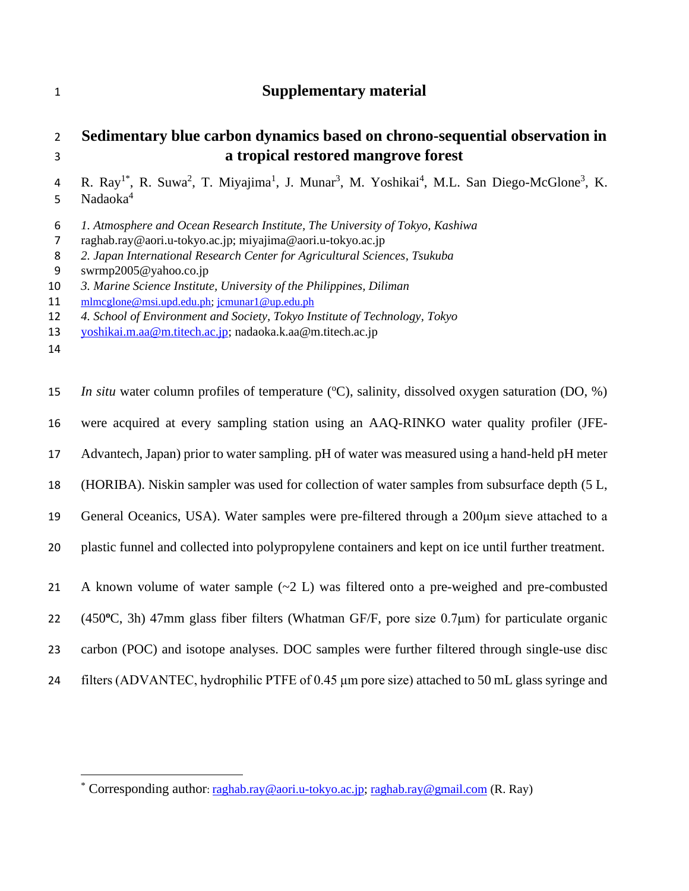# Supplementary material

## Sedimentary blue carbon dynamics based on chrono-sequential observation in a tropical restored mangrove forest

R. Ray[1*], R. Suwa[2], T. Miyajima[1], J. Munar[3], M. Yoshikai[4], M.L. San Diego-McGlone[3], K. Nadaoka[4]

*1. Atmosphere and Ocean Research Institute, The University of Tokyo, Kashiwa*
raghab.ray@aori.u-tokyo.ac.jp; miyajima@aori.u-tokyo.ac.jp
*2. Japan International Research Center for Agricultural Sciences, Tsukuba*
swrmp2005@yahoo.co.jp
*3. Marine Science Institute, University of the Philippines, Diliman*
mlmcglone@msi.upd.edu.ph; jcmunar1@up.edu.ph
*4. School of Environment and Society, Tokyo Institute of Technology, Tokyo*
yoshikai.m.aa@m.titech.ac.jp; nadaoka.k.aa@m.titech.ac.jp

*In situ* water column profiles of temperature (ºC), salinity, dissolved oxygen saturation (DO, %) were acquired at every sampling station using an AAQ-RINKO water quality profiler (JFE-Advantech, Japan) prior to water sampling. pH of water was measured using a hand-held pH meter (HORIBA). Niskin sampler was used for collection of water samples from subsurface depth (5 L, General Oceanics, USA). Water samples were pre-filtered through a 200µm sieve attached to a plastic funnel and collected into polypropylene containers and kept on ice until further treatment.

A known volume of water sample (~2 L) was filtered onto a pre-weighed and pre-combusted (450ºC, 3h) 47mm glass fiber filters (Whatman GF/F, pore size 0.7µm) for particulate organic carbon (POC) and isotope analyses. DOC samples were further filtered through single-use disc filters (ADVANTEC, hydrophilic PTFE of 0.45 µm pore size) attached to 50 mL glass syringe and

[*] Corresponding author: raghab.ray@aori.u-tokyo.ac.jp; raghab.ray@gmail.com (R. Ray)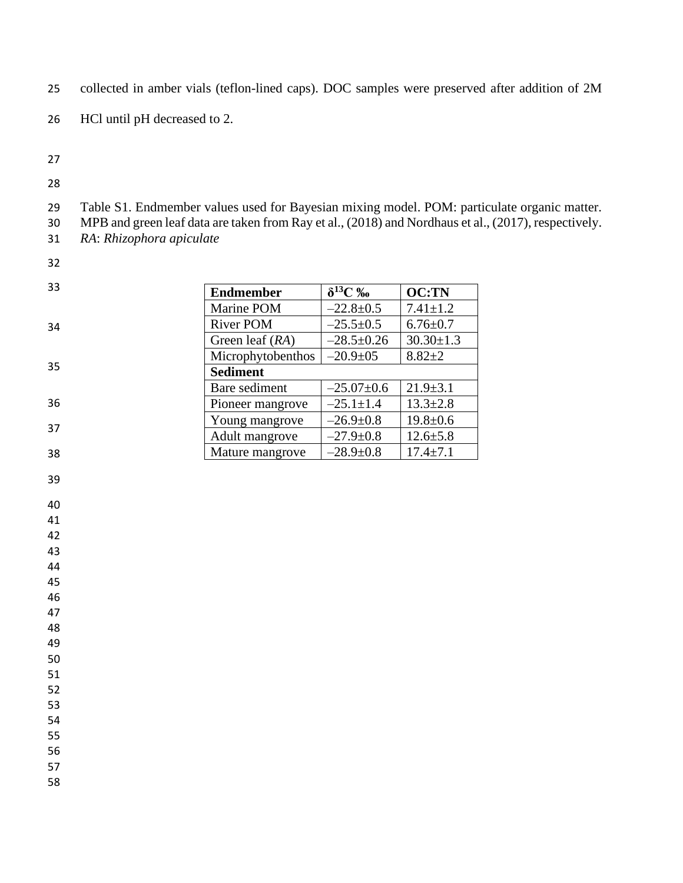collected in amber vials (teflon-lined caps). DOC samples were preserved after addition of 2M HCl until pH decreased to 2.

Table S1. Endmember values used for Bayesian mixing model. POM: particulate organic matter. MPB and green leaf data are taken from Ray et al., (2018) and Nordhaus et al., (2017), respectively. *RA*: *Rhizophora apiculate*

| **Endmember** | **$\delta^{13}C$ ‰** | **OC:TN** |
|---|---|---|
| Marine POM | –22.8±0.5 | 7.41±1.2 |
| River POM | –25.5±0.5 | 6.76±0.7 |
| Green leaf (*RA*) | –28.5±0.26 | 30.30±1.3 |
| Microphytobenthos | –20.9±05 | 8.82±2 |
| **Sediment** | | |
| Bare sediment | –25.07±0.6 | 21.9±3.1 |
| Pioneer mangrove | –25.1±1.4 | 13.3±2.8 |
| Young mangrove | –26.9±0.8 | 19.8±0.6 |
| Adult mangrove | –27.9±0.8 | 12.6±5.8 |
| Mature mangrove | –28.9±0.8 | 17.4±7.1 |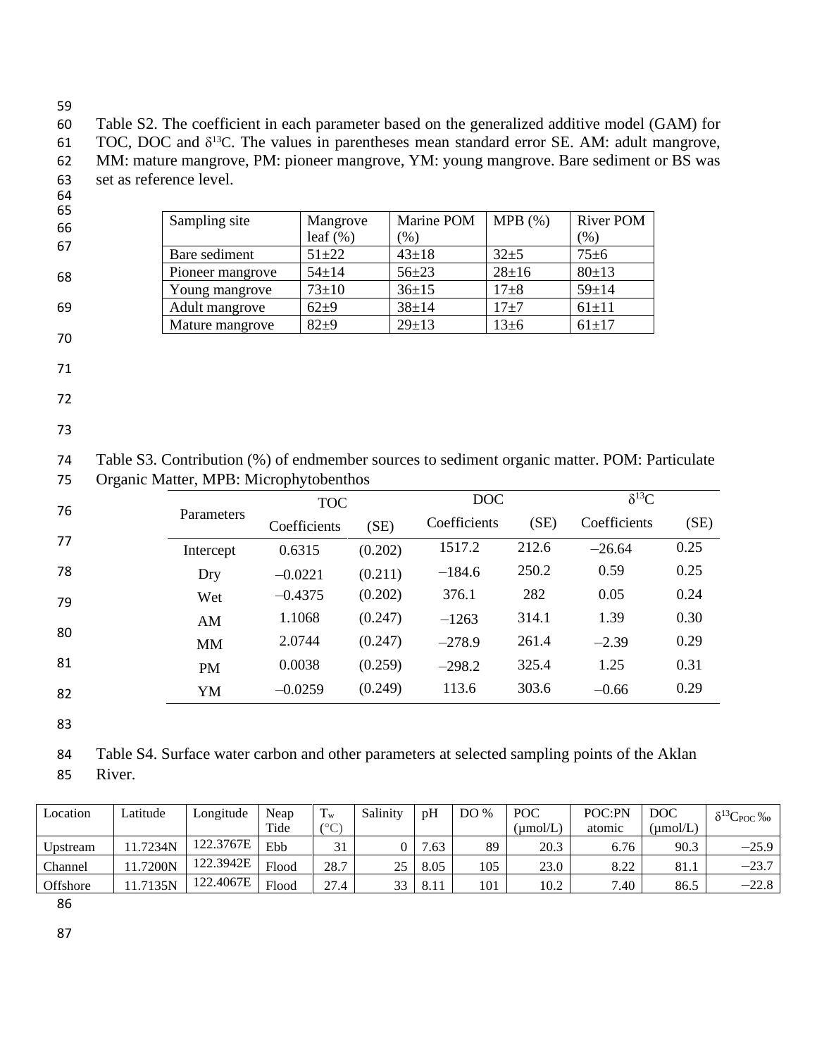Table S2. The coefficient in each parameter based on the generalized additive model (GAM) for TOC, DOC and $\delta^{13}C$. The values in parentheses mean standard error SE. AM: adult mangrove, MM: mature mangrove, PM: pioneer mangrove, YM: young mangrove. Bare sediment or BS was set as reference level.

| Sampling site | Mangrove leaf (%) | Marine POM (%) | MPB (%) | River POM (%) |
|---|---|---|---|---|
| Bare sediment | 51±22 | 43±18 | 32±5 | 75±6 |
| Pioneer mangrove | 54±14 | 56±23 | 28±16 | 80±13 |
| Young mangrove | 73±10 | 36±15 | 17±8 | 59±14 |
| Adult mangrove | 62±9 | 38±14 | 17±7 | 61±11 |
| Mature mangrove | 82±9 | 29±13 | 13±6 | 61±17 |

Table S3. Contribution (%) of endmember sources to sediment organic matter. POM: Particulate Organic Matter, MPB: Microphytobenthos

| Parameters | TOC | | DOC | | $\delta^{13}C$ | |
|---|---|---|---|---|---|---|
| | Coefficients | (SE) | Coefficients | (SE) | Coefficients | (SE) |
| Intercept | 0.6315 | (0.202) | 1517.2 | 212.6 | –26.64 | 0.25 |
| Dry | –0.0221 | (0.211) | –184.6 | 250.2 | 0.59 | 0.25 |
| Wet | –0.4375 | (0.202) | 376.1 | 282 | 0.05 | 0.24 |
| AM | 1.1068 | (0.247) | –1263 | 314.1 | 1.39 | 0.30 |
| MM | 2.0744 | (0.247) | –278.9 | 261.4 | –2.39 | 0.29 |
| PM | 0.0038 | (0.259) | –298.2 | 325.4 | 1.25 | 0.31 |
| YM | –0.0259 | (0.249) | 113.6 | 303.6 | –0.66 | 0.29 |

Table S4. Surface water carbon and other parameters at selected sampling points of the Aklan River.

| Location | Latitude | Longitude | Neap Tide | $T_w$ (°C) | Salinity | pH | DO % | POC (μmol/L) | POC:PN atomic | DOC (μmol/L) | $\delta^{13}C_{POC}$ ‰ |
|---|---|---|---|---|---|---|---|---|---|---|---|
| Upstream | 11.7234N | 122.3767E | Ebb | 31 | 0 | 7.63 | 89 | 20.3 | 6.76 | 90.3 | −25.9 |
| Channel | 11.7200N | 122.3942E | Flood | 28.7 | 25 | 8.05 | 105 | 23.0 | 8.22 | 81.1 | −23.7 |
| Offshore | 11.7135N | 122.4067E | Flood | 27.4 | 33 | 8.11 | 101 | 10.2 | 7.40 | 86.5 | −22.8 |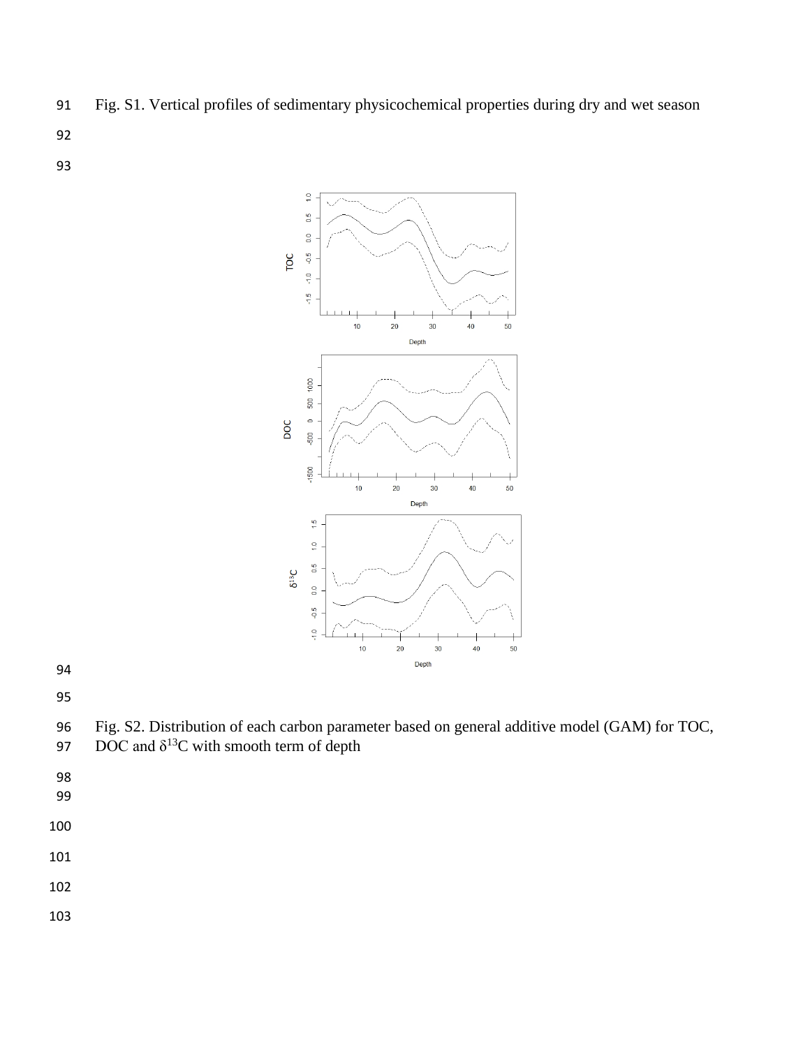Fig. S1. Vertical profiles of sedimentary physicochemical properties during dry and wet season

TOC
1.0
0.5
0.0
-0.5
-1.0
-1.5
10 20 30 40 50
Depth

DOC
1000
500
0
-500
-1500
10 20 30 40 50
Depth

$\delta^{13}C$
1.5
1.0
0.5
0.0
-0.5
-1.0
10 20 30 40 50
Depth

Fig. S2. Distribution of each carbon parameter based on general additive model (GAM) for TOC, DOC and $\delta^{13}C$ with smooth term of depth